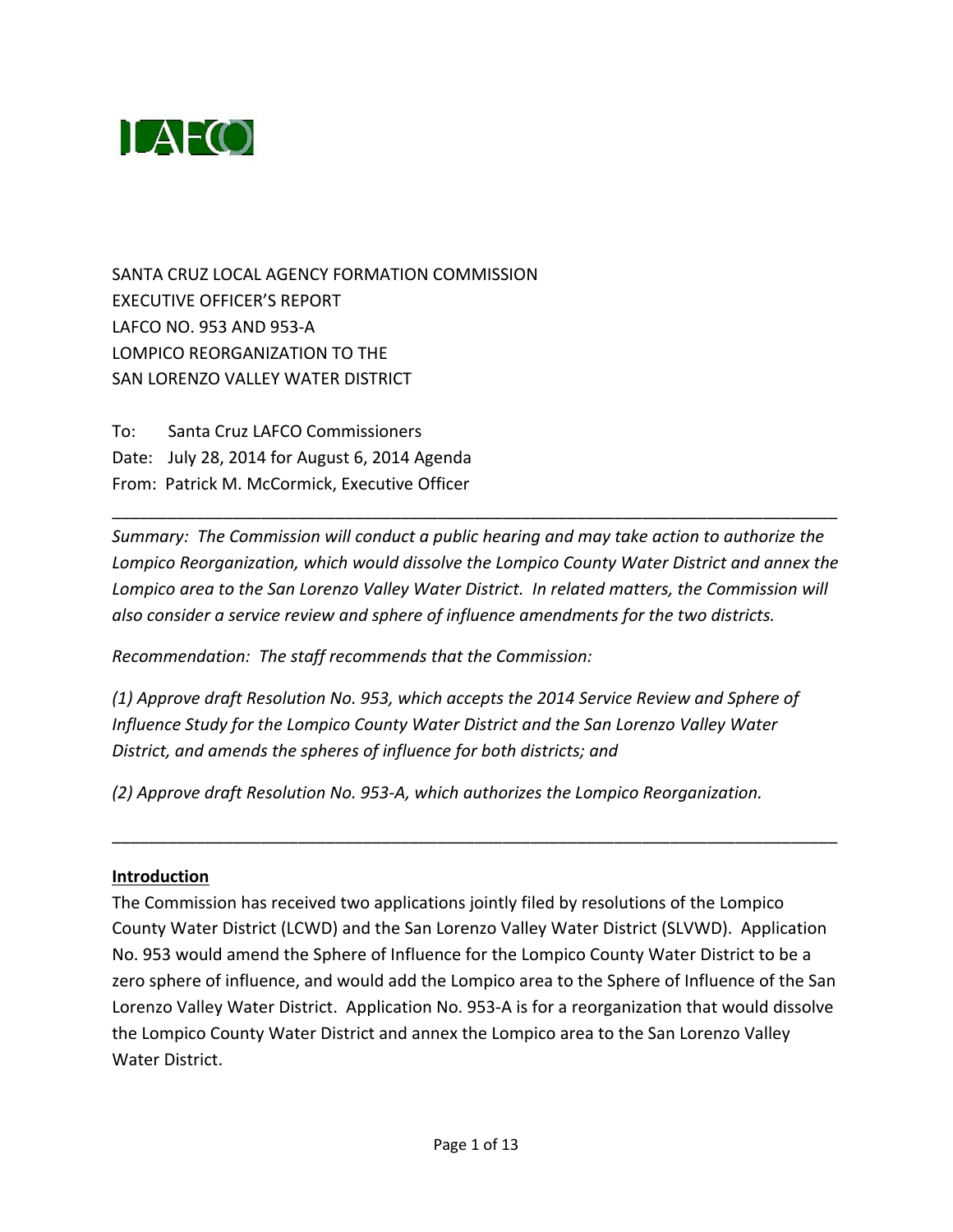LAFCO

SANTA CRUZ LOCAL AGENCY FORMATION COMMISSION
EXECUTIVE OFFICER'S REPORT
LAFCO NO. 953 AND 953-A
LOMPICO REORGANIZATION TO THE
SAN LORENZO VALLEY WATER DISTRICT

To: Santa Cruz LAFCO Commissioners
Date: July 28, 2014 for August 6, 2014 Agenda
From: Patrick M. McCormick, Executive Officer

---

*Summary: The Commission will conduct a public hearing and may take action to authorize the Lompico Reorganization, which would dissolve the Lompico County Water District and annex the Lompico area to the San Lorenzo Valley Water District. In related matters, the Commission will also consider a service review and sphere of influence amendments for the two districts.*

*Recommendation: The staff recommends that the Commission:*

*(1) Approve draft Resolution No. 953, which accepts the 2014 Service Review and Sphere of Influence Study for the Lompico County Water District and the San Lorenzo Valley Water District, and amends the spheres of influence for both districts; and*

*(2) Approve draft Resolution No. 953-A, which authorizes the Lompico Reorganization.*

---

## Introduction

The Commission has received two applications jointly filed by resolutions of the Lompico County Water District (LCWD) and the San Lorenzo Valley Water District (SLVWD). Application No. 953 would amend the Sphere of Influence for the Lompico County Water District to be a zero sphere of influence, and would add the Lompico area to the Sphere of Influence of the San Lorenzo Valley Water District. Application No. 953-A is for a reorganization that would dissolve the Lompico County Water District and annex the Lompico area to the San Lorenzo Valley Water District.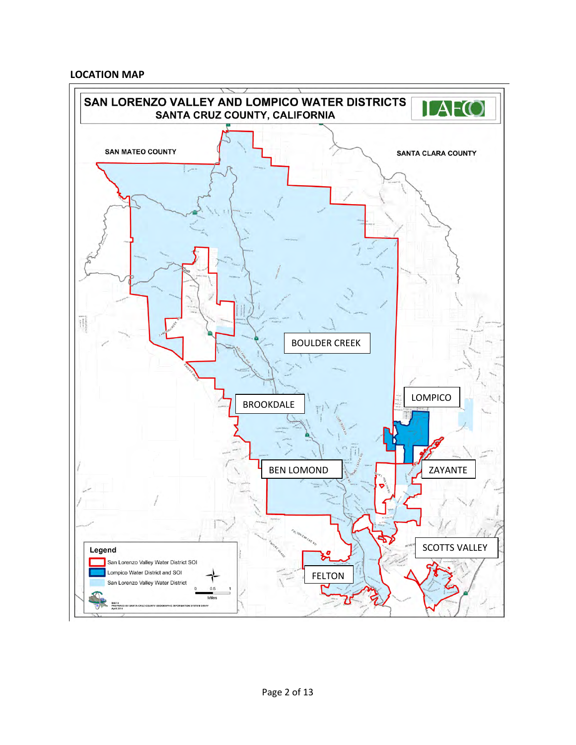**LOCATION MAP**

SAN LORENZO VALLEY AND LOMPICO WATER DISTRICTS
SANTA CRUZ COUNTY, CALIFORNIA

SAN MATEO COUNTY

SANTA CLARA COUNTY

BOULDER CREEK

LOMPICO

BROOKDALE

BEN LOMOND

ZAYANTE

SCOTTS VALLEY

FELTON

**Legend**

- San Lorenzo Valley Water District SOI
- Lompico Water District and SOI
- San Lorenzo Valley Water District

0 0.5 1
Miles

PREPARED BY SANTA CRUZ COUNTY GEOGRAPHIC INFORMATION SYSTEM STAFF
April 2014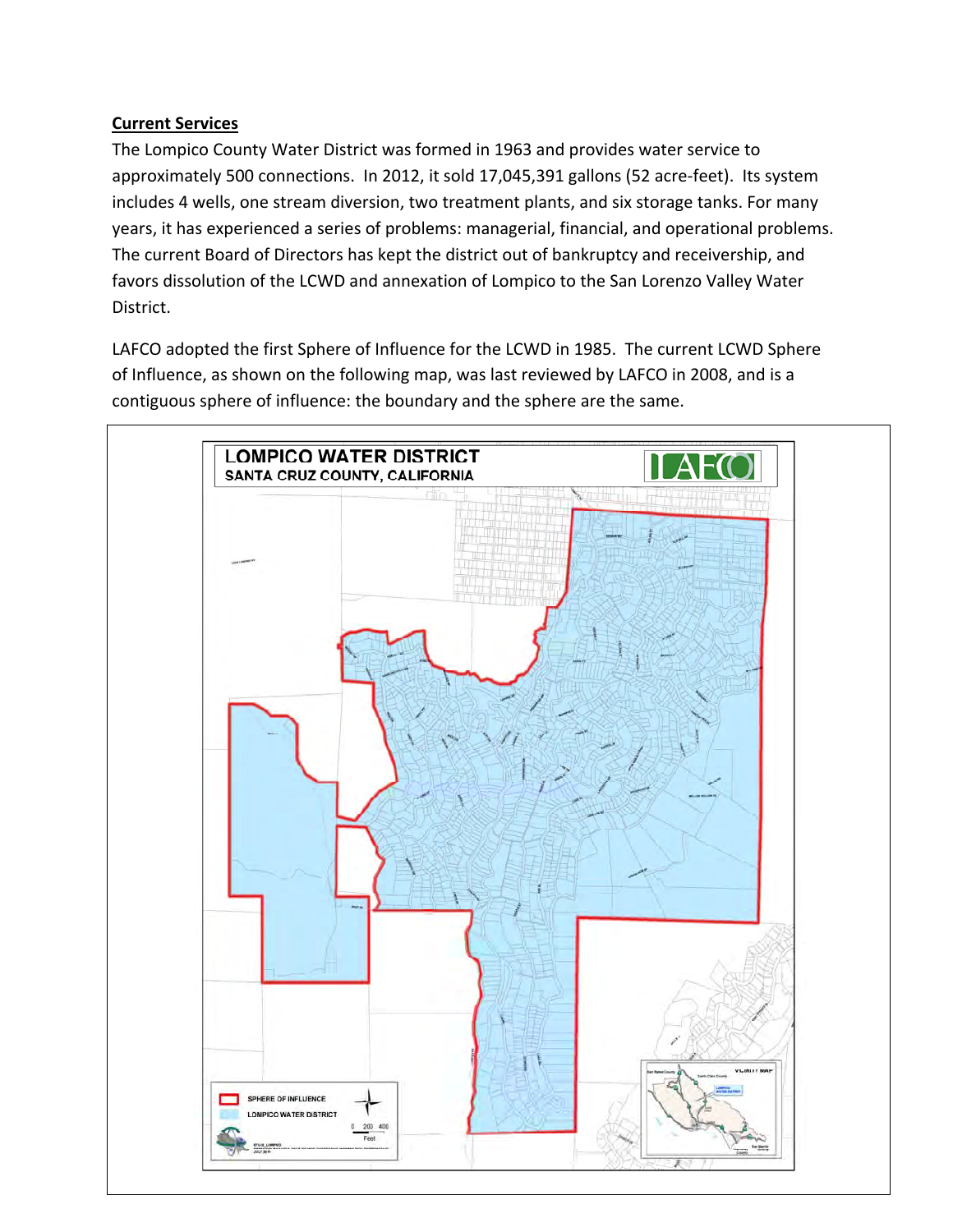**Current Services**

The Lompico County Water District was formed in 1963 and provides water service to approximately 500 connections. In 2012, it sold 17,045,391 gallons (52 acre-feet). Its system includes 4 wells, one stream diversion, two treatment plants, and six storage tanks. For many years, it has experienced a series of problems: managerial, financial, and operational problems. The current Board of Directors has kept the district out of bankruptcy and receivership, and favors dissolution of the LCWD and annexation of Lompico to the San Lorenzo Valley Water District.

LAFCO adopted the first Sphere of Influence for the LCWD in 1985. The current LCWD Sphere of Influence, as shown on the following map, was last reviewed by LAFCO in 2008, and is a contiguous sphere of influence: the boundary and the sphere are the same.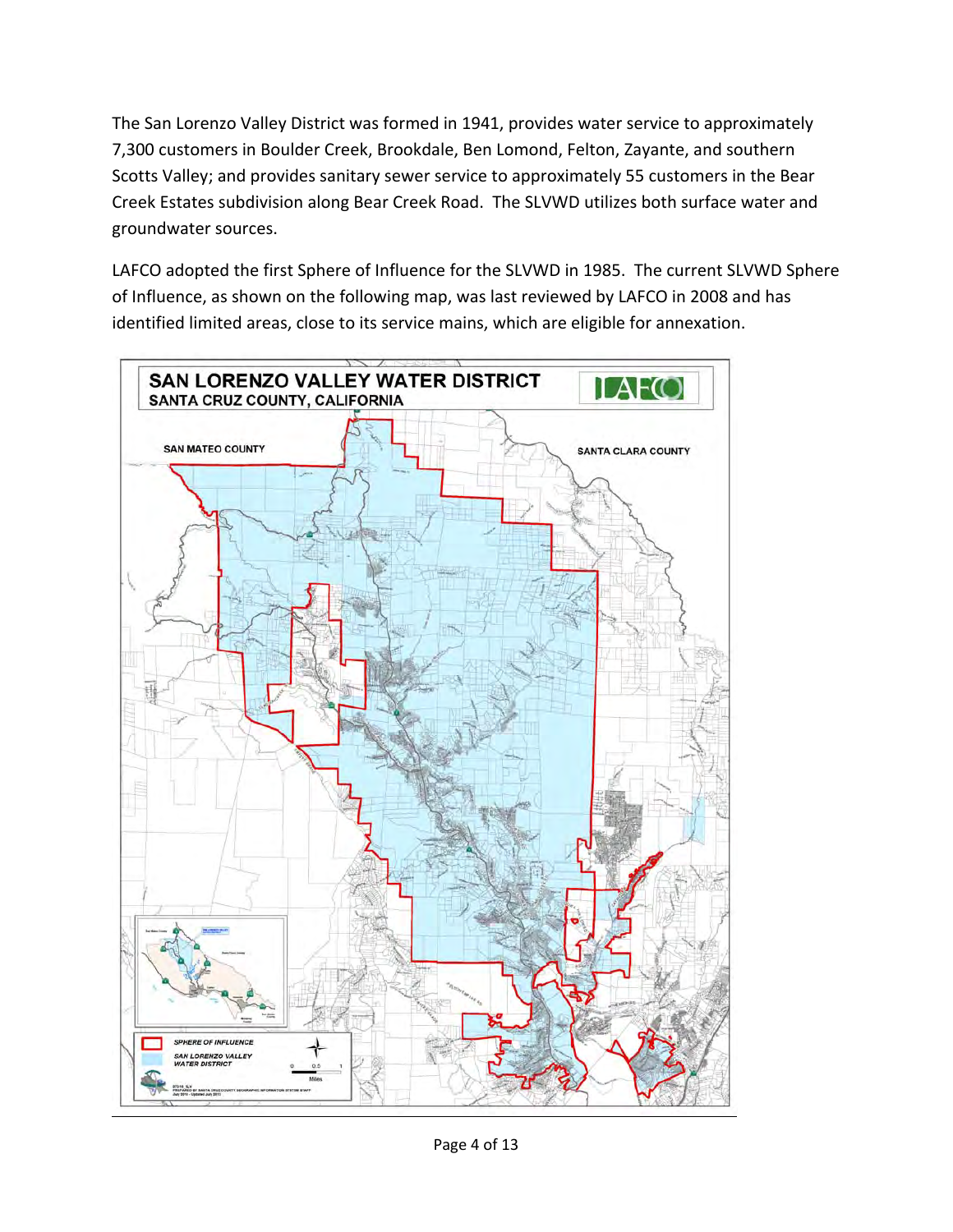The San Lorenzo Valley District was formed in 1941, provides water service to approximately 7,300 customers in Boulder Creek, Brookdale, Ben Lomond, Felton, Zayante, and southern Scotts Valley; and provides sanitary sewer service to approximately 55 customers in the Bear Creek Estates subdivision along Bear Creek Road. The SLVWD utilizes both surface water and groundwater sources.

LAFCO adopted the first Sphere of Influence for the SLVWD in 1985. The current SLVWD Sphere of Influence, as shown on the following map, was last reviewed by LAFCO in 2008 and has identified limited areas, close to its service mains, which are eligible for annexation.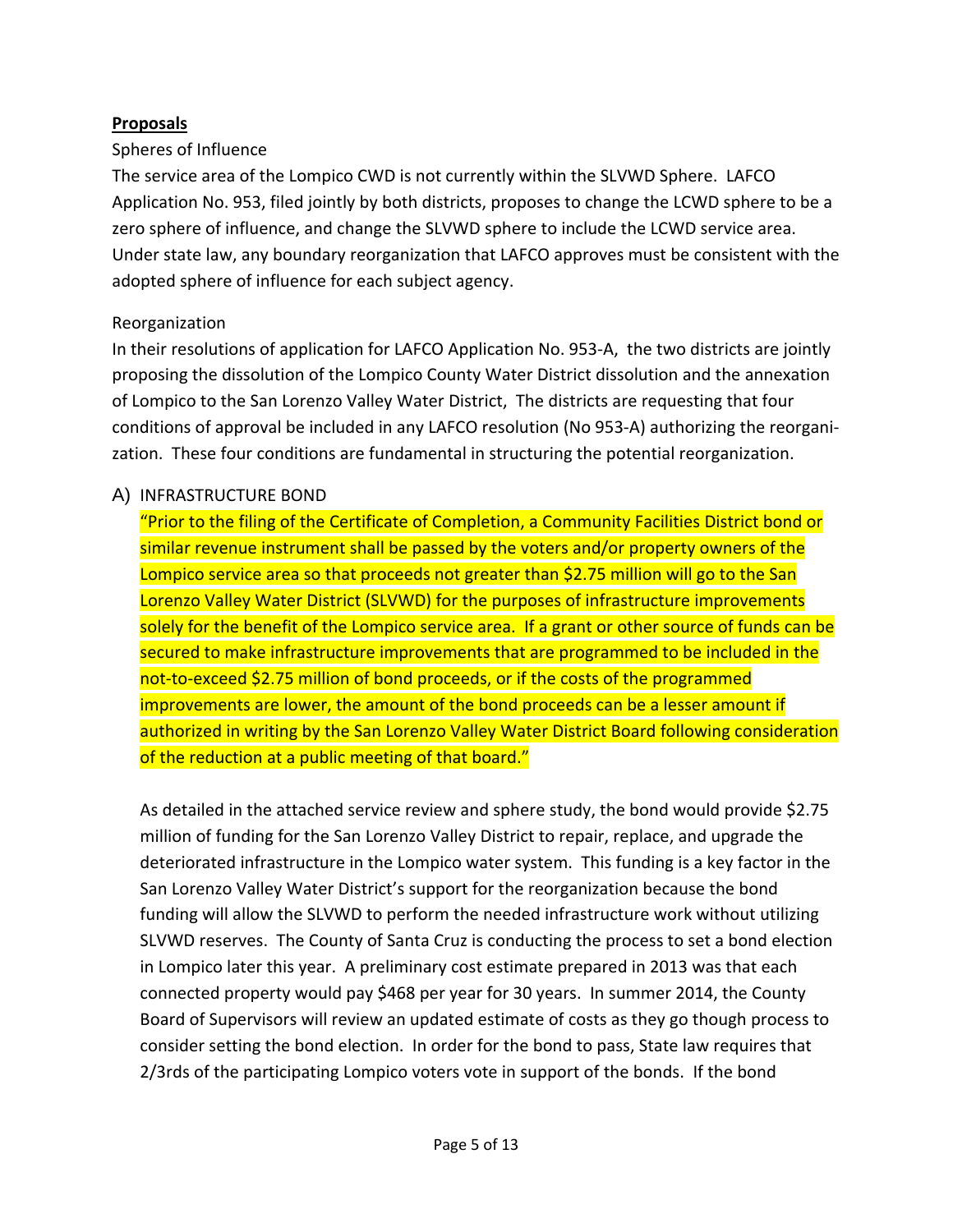**Proposals**

Spheres of Influence

The service area of the Lompico CWD is not currently within the SLVWD Sphere. LAFCO Application No. 953, filed jointly by both districts, proposes to change the LCWD sphere to be a zero sphere of influence, and change the SLVWD sphere to include the LCWD service area. Under state law, any boundary reorganization that LAFCO approves must be consistent with the adopted sphere of influence for each subject agency.

Reorganization

In their resolutions of application for LAFCO Application No. 953-A, the two districts are jointly proposing the dissolution of the Lompico County Water District dissolution and the annexation of Lompico to the San Lorenzo Valley Water District, The districts are requesting that four conditions of approval be included in any LAFCO resolution (No 953-A) authorizing the reorganization. These four conditions are fundamental in structuring the potential reorganization.

A) INFRASTRUCTURE BOND

"Prior to the filing of the Certificate of Completion, a Community Facilities District bond or similar revenue instrument shall be passed by the voters and/or property owners of the Lompico service area so that proceeds not greater than $2.75 million will go to the San Lorenzo Valley Water District (SLVWD) for the purposes of infrastructure improvements solely for the benefit of the Lompico service area. If a grant or other source of funds can be secured to make infrastructure improvements that are programmed to be included in the not-to-exceed $2.75 million of bond proceeds, or if the costs of the programmed improvements are lower, the amount of the bond proceeds can be a lesser amount if authorized in writing by the San Lorenzo Valley Water District Board following consideration of the reduction at a public meeting of that board."

As detailed in the attached service review and sphere study, the bond would provide $2.75 million of funding for the San Lorenzo Valley District to repair, replace, and upgrade the deteriorated infrastructure in the Lompico water system. This funding is a key factor in the San Lorenzo Valley Water District's support for the reorganization because the bond funding will allow the SLVWD to perform the needed infrastructure work without utilizing SLVWD reserves. The County of Santa Cruz is conducting the process to set a bond election in Lompico later this year. A preliminary cost estimate prepared in 2013 was that each connected property would pay $468 per year for 30 years. In summer 2014, the County Board of Supervisors will review an updated estimate of costs as they go though process to consider setting the bond election. In order for the bond to pass, State law requires that 2/3rds of the participating Lompico voters vote in support of the bonds. If the bond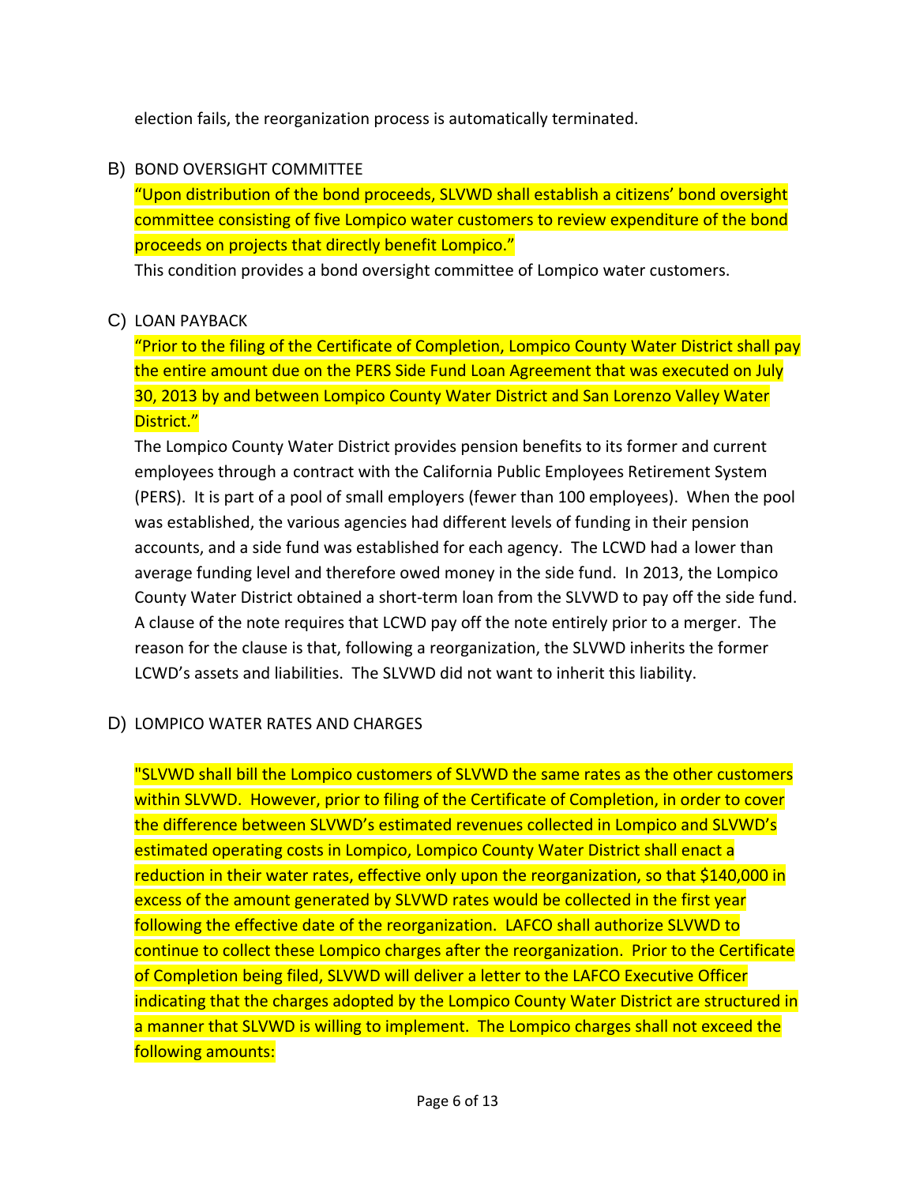election fails, the reorganization process is automatically terminated.

B) BOND OVERSIGHT COMMITTEE

"Upon distribution of the bond proceeds, SLVWD shall establish a citizens' bond oversight committee consisting of five Lompico water customers to review expenditure of the bond proceeds on projects that directly benefit Lompico."

This condition provides a bond oversight committee of Lompico water customers.

C) LOAN PAYBACK

"Prior to the filing of the Certificate of Completion, Lompico County Water District shall pay the entire amount due on the PERS Side Fund Loan Agreement that was executed on July 30, 2013 by and between Lompico County Water District and San Lorenzo Valley Water District."

The Lompico County Water District provides pension benefits to its former and current employees through a contract with the California Public Employees Retirement System (PERS). It is part of a pool of small employers (fewer than 100 employees). When the pool was established, the various agencies had different levels of funding in their pension accounts, and a side fund was established for each agency. The LCWD had a lower than average funding level and therefore owed money in the side fund. In 2013, the Lompico County Water District obtained a short-term loan from the SLVWD to pay off the side fund. A clause of the note requires that LCWD pay off the note entirely prior to a merger. The reason for the clause is that, following a reorganization, the SLVWD inherits the former LCWD's assets and liabilities. The SLVWD did not want to inherit this liability.

D) LOMPICO WATER RATES AND CHARGES

"SLVWD shall bill the Lompico customers of SLVWD the same rates as the other customers within SLVWD. However, prior to filing of the Certificate of Completion, in order to cover the difference between SLVWD's estimated revenues collected in Lompico and SLVWD's estimated operating costs in Lompico, Lompico County Water District shall enact a reduction in their water rates, effective only upon the reorganization, so that $140,000 in excess of the amount generated by SLVWD rates would be collected in the first year following the effective date of the reorganization. LAFCO shall authorize SLVWD to continue to collect these Lompico charges after the reorganization. Prior to the Certificate of Completion being filed, SLVWD will deliver a letter to the LAFCO Executive Officer indicating that the charges adopted by the Lompico County Water District are structured in a manner that SLVWD is willing to implement. The Lompico charges shall not exceed the following amounts: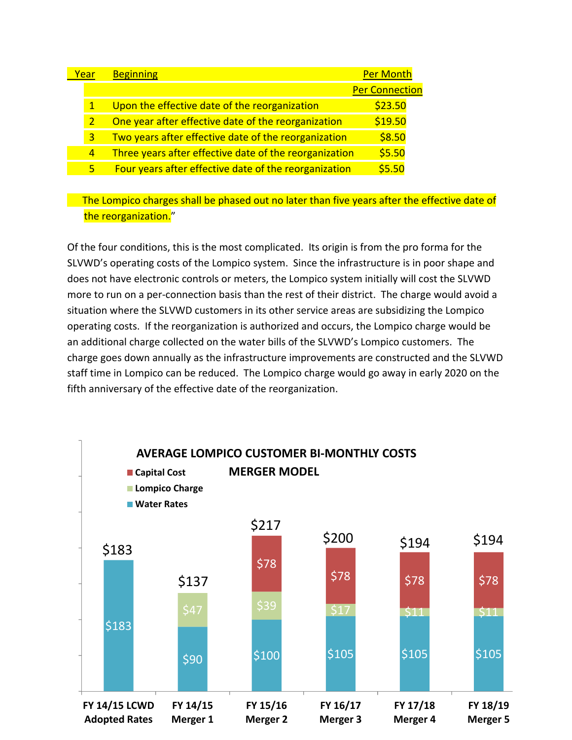| Year | Beginning | Per Month Per Connection |
|---|---|---|
| 1 | Upon the effective date of the reorganization | $23.50 |
| 2 | One year after effective date of the reorganization | $19.50 |
| 3 | Two years after effective date of the reorganization | $8.50 |
| 4 | Three years after effective date of the reorganization | $5.50 |
| 5 | Four years after effective date of the reorganization | $5.50 |

The Lompico charges shall be phased out no later than five years after the effective date of the reorganization."

Of the four conditions, this is the most complicated. Its origin is from the pro forma for the SLVWD's operating costs of the Lompico system. Since the infrastructure is in poor shape and does not have electronic controls or meters, the Lompico system initially will cost the SLVWD more to run on a per-connection basis than the rest of their district. The charge would avoid a situation where the SLVWD customers in its other service areas are subsidizing the Lompico operating costs. If the reorganization is authorized and occurs, the Lompico charge would be an additional charge collected on the water bills of the SLVWD's Lompico customers. The charge goes down annually as the infrastructure improvements are constructed and the SLVWD staff time in Lompico can be reduced. The Lompico charge would go away in early 2020 on the fifth anniversary of the effective date of the reorganization.

**AVERAGE LOMPICO CUSTOMER BI-MONTHLY COSTS**
**MERGER MODEL**

| | FY 14/15 LCWD Adopted Rates | FY 14/15 Merger 1 | FY 15/16 Merger 2 | FY 16/17 Merger 3 | FY 17/18 Merger 4 | FY 18/19 Merger 5 |
|---|---|---|---|---|---|---|
| Water Rates | $183 | $90 | $100 | $105 | $105 | $105 |
| Lompico Charge | | $47 | $39 | $17 | $11 | $11 |
| Capital Cost | | | $78 | $78 | $78 | $78 |
| Total | $183 | $137 | $217 | $200 | $194 | $194 |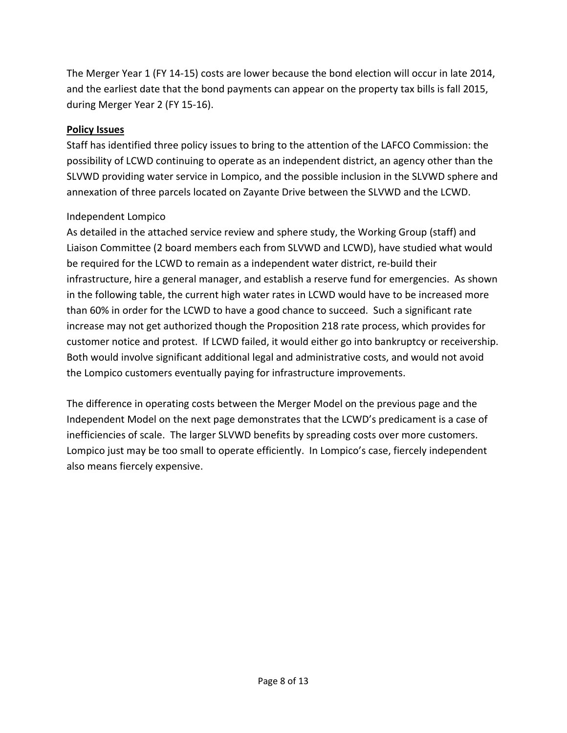The Merger Year 1 (FY 14-15) costs are lower because the bond election will occur in late 2014, and the earliest date that the bond payments can appear on the property tax bills is fall 2015, during Merger Year 2 (FY 15-16).

**Policy Issues**

Staff has identified three policy issues to bring to the attention of the LAFCO Commission: the possibility of LCWD continuing to operate as an independent district, an agency other than the SLVWD providing water service in Lompico, and the possible inclusion in the SLVWD sphere and annexation of three parcels located on Zayante Drive between the SLVWD and the LCWD.

Independent Lompico

As detailed in the attached service review and sphere study, the Working Group (staff) and Liaison Committee (2 board members each from SLVWD and LCWD), have studied what would be required for the LCWD to remain as a independent water district, re-build their infrastructure, hire a general manager, and establish a reserve fund for emergencies. As shown in the following table, the current high water rates in LCWD would have to be increased more than 60% in order for the LCWD to have a good chance to succeed. Such a significant rate increase may not get authorized though the Proposition 218 rate process, which provides for customer notice and protest. If LCWD failed, it would either go into bankruptcy or receivership. Both would involve significant additional legal and administrative costs, and would not avoid the Lompico customers eventually paying for infrastructure improvements.

The difference in operating costs between the Merger Model on the previous page and the Independent Model on the next page demonstrates that the LCWD's predicament is a case of inefficiencies of scale. The larger SLVWD benefits by spreading costs over more customers. Lompico just may be too small to operate efficiently. In Lompico's case, fiercely independent also means fiercely expensive.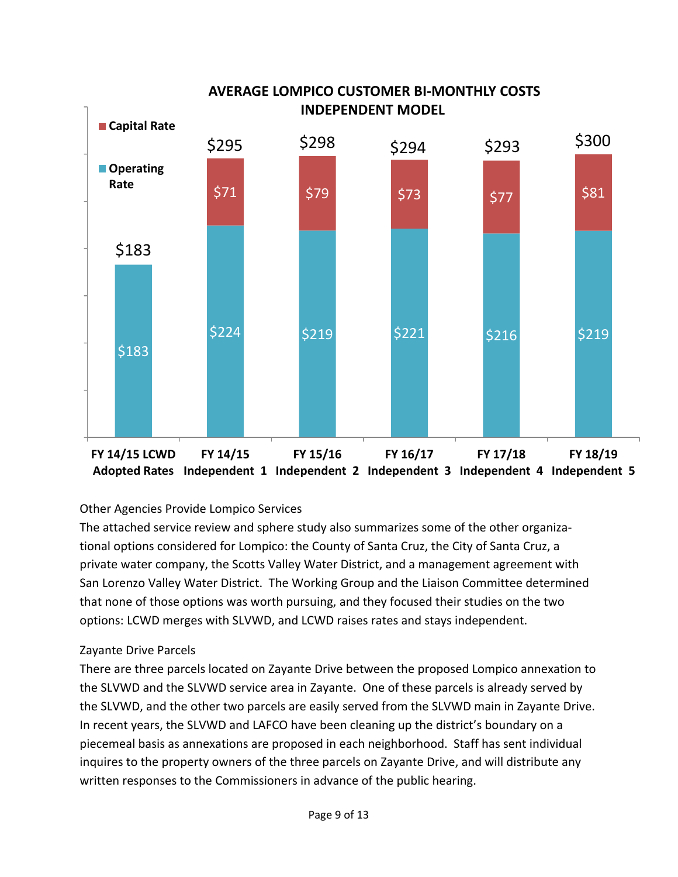**AVERAGE LOMPICO CUSTOMER BI-MONTHLY COSTS INDEPENDENT MODEL**

| | FY 14/15 LCWD Adopted Rates | FY 14/15 Independent 1 | FY 15/16 Independent 2 | FY 16/17 Independent 3 | FY 17/18 Independent 4 | FY 18/19 Independent 5 |
|---|---|---|---|---|---|---|
| Capital Rate | | $71 | $79 | $73 | $77 | $81 |
| Operating Rate | $183 | $224 | $219 | $221 | $216 | $219 |
| Total | $183 | $295 | $298 | $294 | $293 | $300 |

Other Agencies Provide Lompico Services

The attached service review and sphere study also summarizes some of the other organizational options considered for Lompico: the County of Santa Cruz, the City of Santa Cruz, a private water company, the Scotts Valley Water District, and a management agreement with San Lorenzo Valley Water District. The Working Group and the Liaison Committee determined that none of those options was worth pursuing, and they focused their studies on the two options: LCWD merges with SLVWD, and LCWD raises rates and stays independent.

Zayante Drive Parcels

There are three parcels located on Zayante Drive between the proposed Lompico annexation to the SLVWD and the SLVWD service area in Zayante. One of these parcels is already served by the SLVWD, and the other two parcels are easily served from the SLVWD main in Zayante Drive. In recent years, the SLVWD and LAFCO have been cleaning up the district's boundary on a piecemeal basis as annexations are proposed in each neighborhood. Staff has sent individual inquires to the property owners of the three parcels on Zayante Drive, and will distribute any written responses to the Commissioners in advance of the public hearing.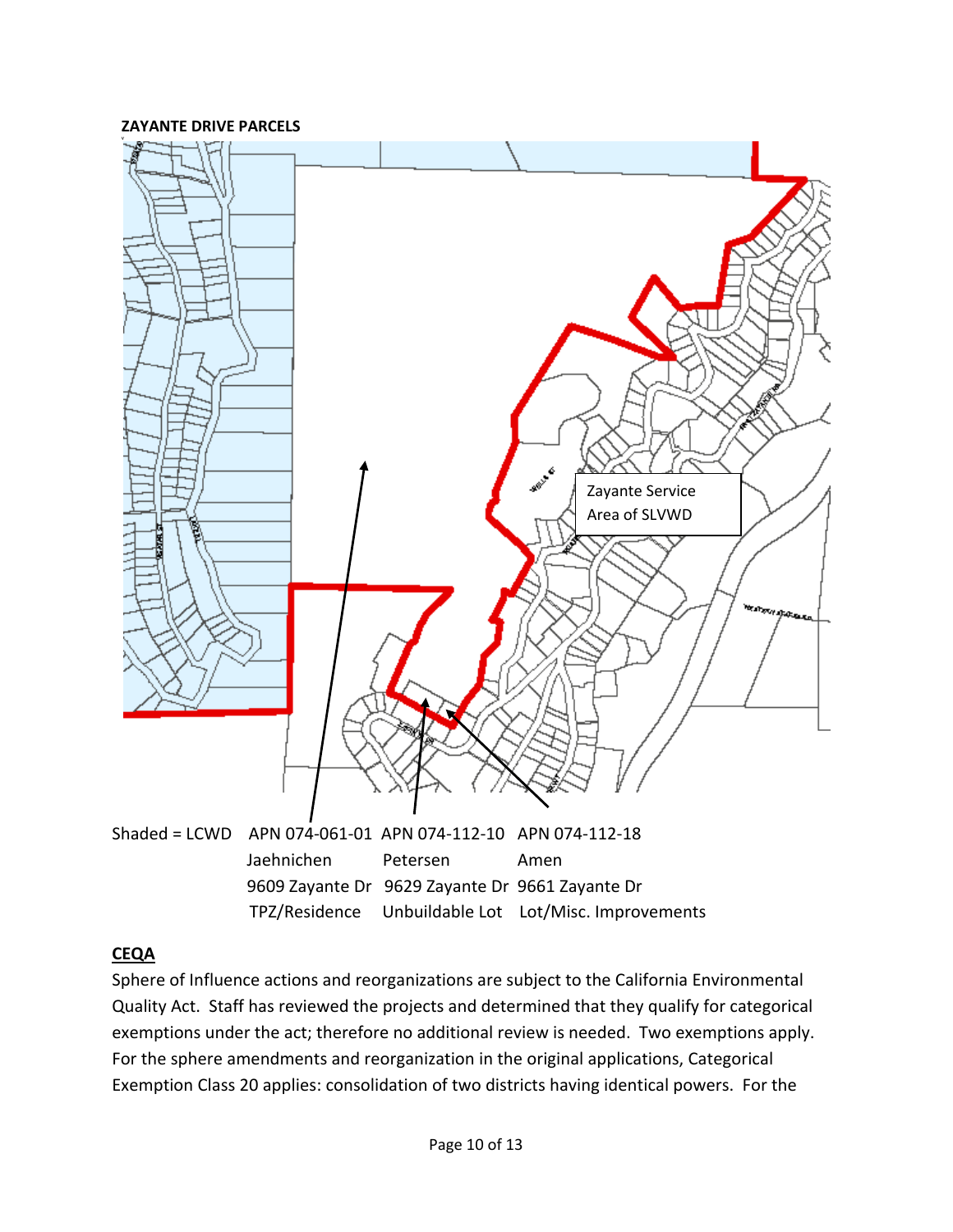**ZAYANTE DRIVE PARCELS**

Zayante Service Area of SLVWD

| Shaded = LCWD | APN 074-061-01 | APN 074-112-10 | APN 074-112-18 |
|---|---|---|---|
| | Jaehnichen | Petersen | Amen |
| | 9609 Zayante Dr | 9629 Zayante Dr | 9661 Zayante Dr |
| | TPZ/Residence | Unbuildable Lot | Lot/Misc. Improvements |

## CEQA

Sphere of Influence actions and reorganizations are subject to the California Environmental Quality Act. Staff has reviewed the projects and determined that they qualify for categorical exemptions under the act; therefore no additional review is needed. Two exemptions apply. For the sphere amendments and reorganization in the original applications, Categorical Exemption Class 20 applies: consolidation of two districts having identical powers. For the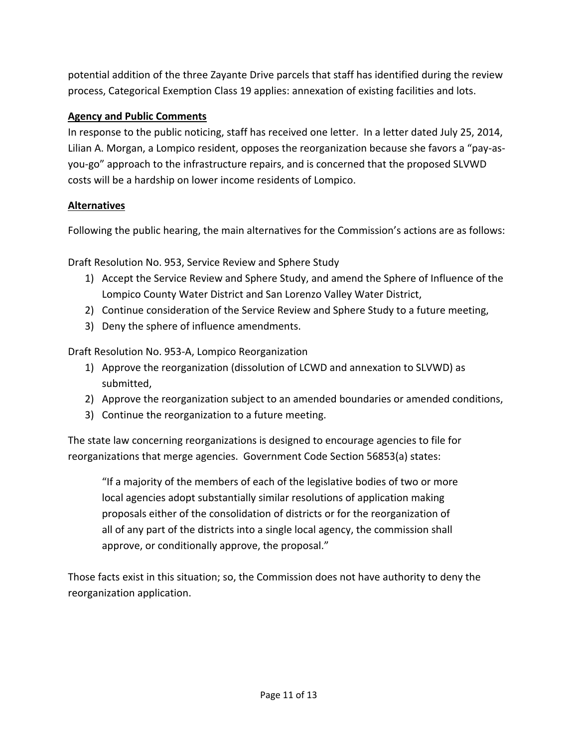potential addition of the three Zayante Drive parcels that staff has identified during the review process, Categorical Exemption Class 19 applies: annexation of existing facilities and lots.

**Agency and Public Comments**

In response to the public noticing, staff has received one letter. In a letter dated July 25, 2014, Lilian A. Morgan, a Lompico resident, opposes the reorganization because she favors a "pay-as-you-go" approach to the infrastructure repairs, and is concerned that the proposed SLVWD costs will be a hardship on lower income residents of Lompico.

**Alternatives**

Following the public hearing, the main alternatives for the Commission's actions are as follows:

Draft Resolution No. 953, Service Review and Sphere Study

1) Accept the Service Review and Sphere Study, and amend the Sphere of Influence of the Lompico County Water District and San Lorenzo Valley Water District,
2) Continue consideration of the Service Review and Sphere Study to a future meeting,
3) Deny the sphere of influence amendments.

Draft Resolution No. 953-A, Lompico Reorganization

1) Approve the reorganization (dissolution of LCWD and annexation to SLVWD) as submitted,
2) Approve the reorganization subject to an amended boundaries or amended conditions,
3) Continue the reorganization to a future meeting.

The state law concerning reorganizations is designed to encourage agencies to file for reorganizations that merge agencies. Government Code Section 56853(a) states:

> "If a majority of the members of each of the legislative bodies of two or more local agencies adopt substantially similar resolutions of application making proposals either of the consolidation of districts or for the reorganization of all of any part of the districts into a single local agency, the commission shall approve, or conditionally approve, the proposal."

Those facts exist in this situation; so, the Commission does not have authority to deny the reorganization application.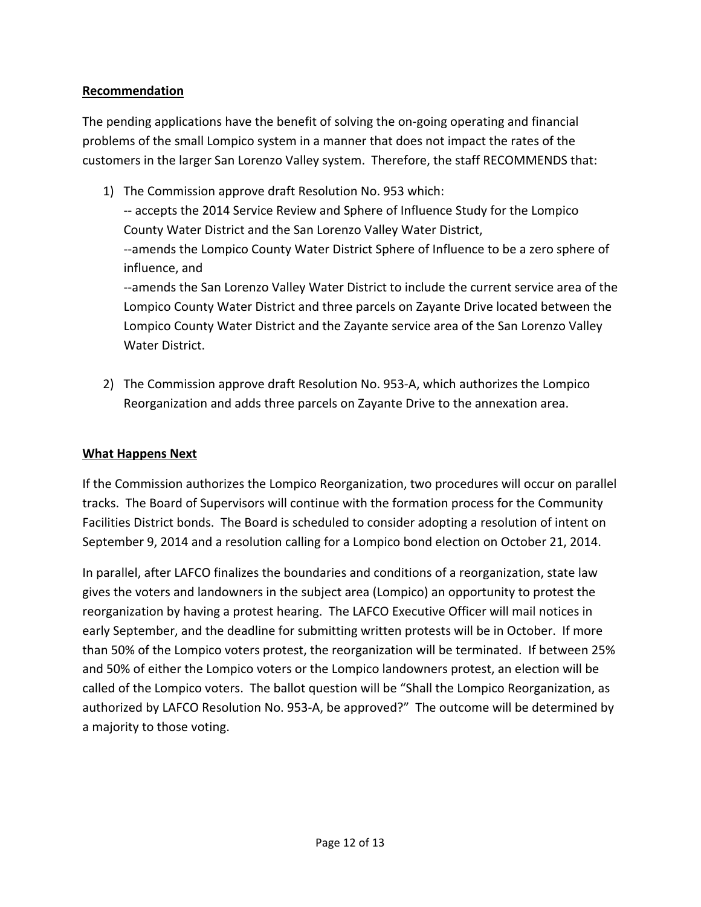**Recommendation**

The pending applications have the benefit of solving the on-going operating and financial problems of the small Lompico system in a manner that does not impact the rates of the customers in the larger San Lorenzo Valley system. Therefore, the staff RECOMMENDS that:

1) The Commission approve draft Resolution No. 953 which:
   -- accepts the 2014 Service Review and Sphere of Influence Study for the Lompico County Water District and the San Lorenzo Valley Water District,
   --amends the Lompico County Water District Sphere of Influence to be a zero sphere of influence, and
   --amends the San Lorenzo Valley Water District to include the current service area of the Lompico County Water District and three parcels on Zayante Drive located between the Lompico County Water District and the Zayante service area of the San Lorenzo Valley Water District.

2) The Commission approve draft Resolution No. 953-A, which authorizes the Lompico Reorganization and adds three parcels on Zayante Drive to the annexation area.

**What Happens Next**

If the Commission authorizes the Lompico Reorganization, two procedures will occur on parallel tracks. The Board of Supervisors will continue with the formation process for the Community Facilities District bonds. The Board is scheduled to consider adopting a resolution of intent on September 9, 2014 and a resolution calling for a Lompico bond election on October 21, 2014.

In parallel, after LAFCO finalizes the boundaries and conditions of a reorganization, state law gives the voters and landowners in the subject area (Lompico) an opportunity to protest the reorganization by having a protest hearing. The LAFCO Executive Officer will mail notices in early September, and the deadline for submitting written protests will be in October. If more than 50% of the Lompico voters protest, the reorganization will be terminated. If between 25% and 50% of either the Lompico voters or the Lompico landowners protest, an election will be called of the Lompico voters. The ballot question will be "Shall the Lompico Reorganization, as authorized by LAFCO Resolution No. 953-A, be approved?" The outcome will be determined by a majority to those voting.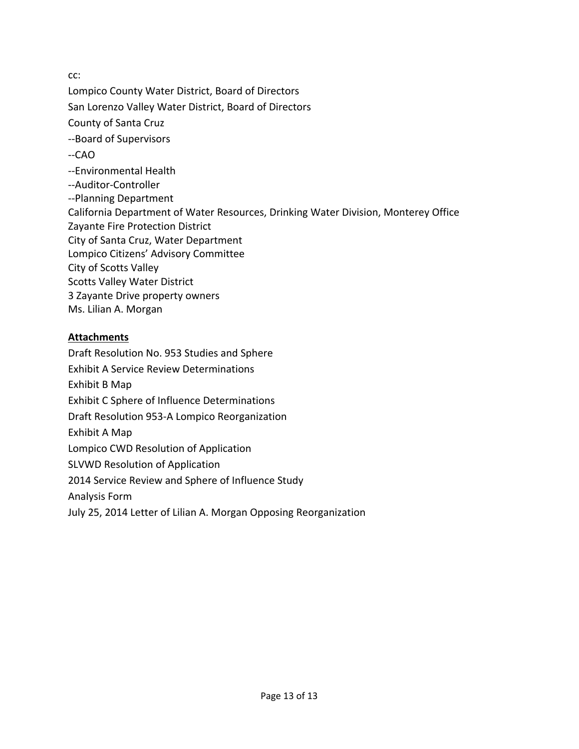cc:

Lompico County Water District, Board of Directors

San Lorenzo Valley Water District, Board of Directors

County of Santa Cruz

--Board of Supervisors

--CAO

--Environmental Health

--Auditor-Controller

--Planning Department

California Department of Water Resources, Drinking Water Division, Monterey Office

Zayante Fire Protection District

City of Santa Cruz, Water Department

Lompico Citizens' Advisory Committee

City of Scotts Valley

Scotts Valley Water District

3 Zayante Drive property owners

Ms. Lilian A. Morgan

**Attachments**

Draft Resolution No. 953 Studies and Sphere

Exhibit A Service Review Determinations

Exhibit B Map

Exhibit C Sphere of Influence Determinations

Draft Resolution 953-A Lompico Reorganization

Exhibit A Map

Lompico CWD Resolution of Application

SLVWD Resolution of Application

2014 Service Review and Sphere of Influence Study

Analysis Form

July 25, 2014 Letter of Lilian A. Morgan Opposing Reorganization